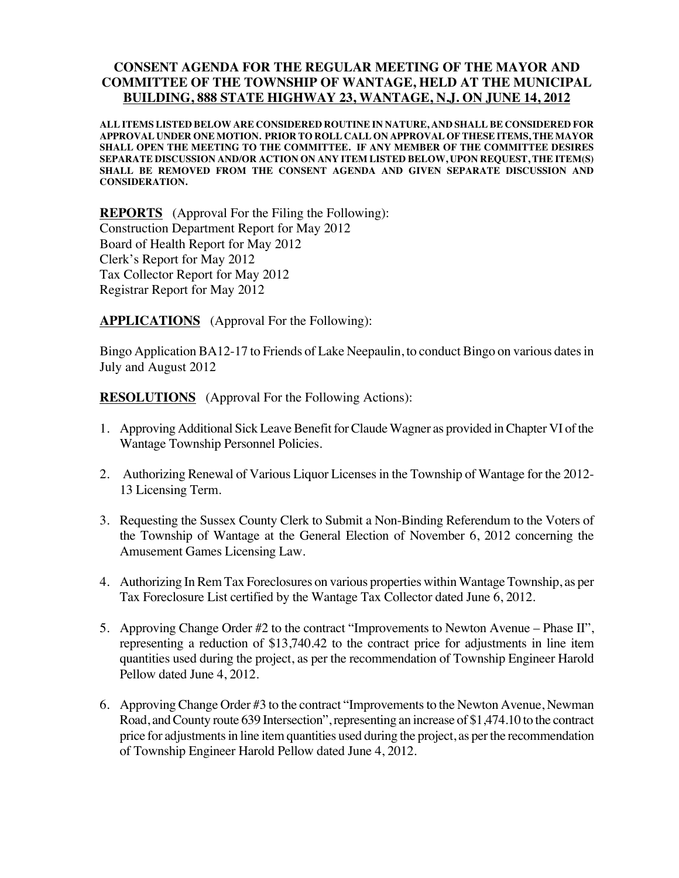# CONSENT AGENDA FOR THE REGULAR MEETING OF THE MAYOR AND COMMITTEE OF THE TOWNSHIP OF WANTAGE, HELD AT THE MUNICIPAL BUILDING, 888 STATE HIGHWAY 23, WANTAGE, N.J. ON JUNE 14, 2012

**ALL ITEMS LISTED BELOW ARE CONSIDERED ROUTINE IN NATURE, AND SHALL BE CONSIDERED FOR APPROVAL UNDER ONE MOTION. PRIOR TO ROLL CALL ON APPROVAL OF THESE ITEMS, THE MAYOR SHALL OPEN THE MEETING TO THE COMMITTEE. IF ANY MEMBER OF THE COMMITTEE DESIRES SEPARATE DISCUSSION AND/OR ACTION ON ANY ITEM LISTED BELOW, UPON REQUEST, THE ITEM(S) SHALL BE REMOVED FROM THE CONSENT AGENDA AND GIVEN SEPARATE DISCUSSION AND CONSIDERATION.**

**REPORTS** (Approval For the Filing the Following):
Construction Department Report for May 2012
Board of Health Report for May 2012
Clerk's Report for May 2012
Tax Collector Report for May 2012
Registrar Report for May 2012

**APPLICATIONS** (Approval For the Following):

Bingo Application BA12-17 to Friends of Lake Neepaulin, to conduct Bingo on various dates in July and August 2012

**RESOLUTIONS** (Approval For the Following Actions):

1. Approving Additional Sick Leave Benefit for Claude Wagner as provided in Chapter VI of the Wantage Township Personnel Policies.
2. Authorizing Renewal of Various Liquor Licenses in the Township of Wantage for the 2012-13 Licensing Term.
3. Requesting the Sussex County Clerk to Submit a Non-Binding Referendum to the Voters of the Township of Wantage at the General Election of November 6, 2012 concerning the Amusement Games Licensing Law.
4. Authorizing In Rem Tax Foreclosures on various properties within Wantage Township, as per Tax Foreclosure List certified by the Wantage Tax Collector dated June 6, 2012.
5. Approving Change Order #2 to the contract "Improvements to Newton Avenue – Phase II", representing a reduction of $13,740.42 to the contract price for adjustments in line item quantities used during the project, as per the recommendation of Township Engineer Harold Pellow dated June 4, 2012.
6. Approving Change Order #3 to the contract "Improvements to the Newton Avenue, Newman Road, and County route 639 Intersection", representing an increase of $1,474.10 to the contract price for adjustments in line item quantities used during the project, as per the recommendation of Township Engineer Harold Pellow dated June 4, 2012.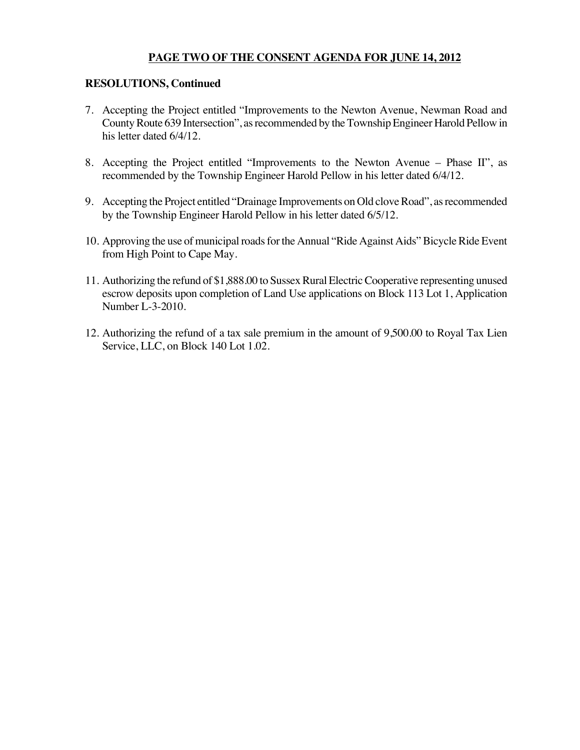## PAGE TWO OF THE CONSENT AGENDA FOR JUNE 14, 2012

**RESOLUTIONS, Continued**

7. Accepting the Project entitled "Improvements to the Newton Avenue, Newman Road and County Route 639 Intersection", as recommended by the Township Engineer Harold Pellow in his letter dated 6/4/12.

8. Accepting the Project entitled "Improvements to the Newton Avenue – Phase II", as recommended by the Township Engineer Harold Pellow in his letter dated 6/4/12.

9. Accepting the Project entitled "Drainage Improvements on Old clove Road", as recommended by the Township Engineer Harold Pellow in his letter dated 6/5/12.

10. Approving the use of municipal roads for the Annual "Ride Against Aids" Bicycle Ride Event from High Point to Cape May.

11. Authorizing the refund of $1,888.00 to Sussex Rural Electric Cooperative representing unused escrow deposits upon completion of Land Use applications on Block 113 Lot 1, Application Number L-3-2010.

12. Authorizing the refund of a tax sale premium in the amount of 9,500.00 to Royal Tax Lien Service, LLC, on Block 140 Lot 1.02.